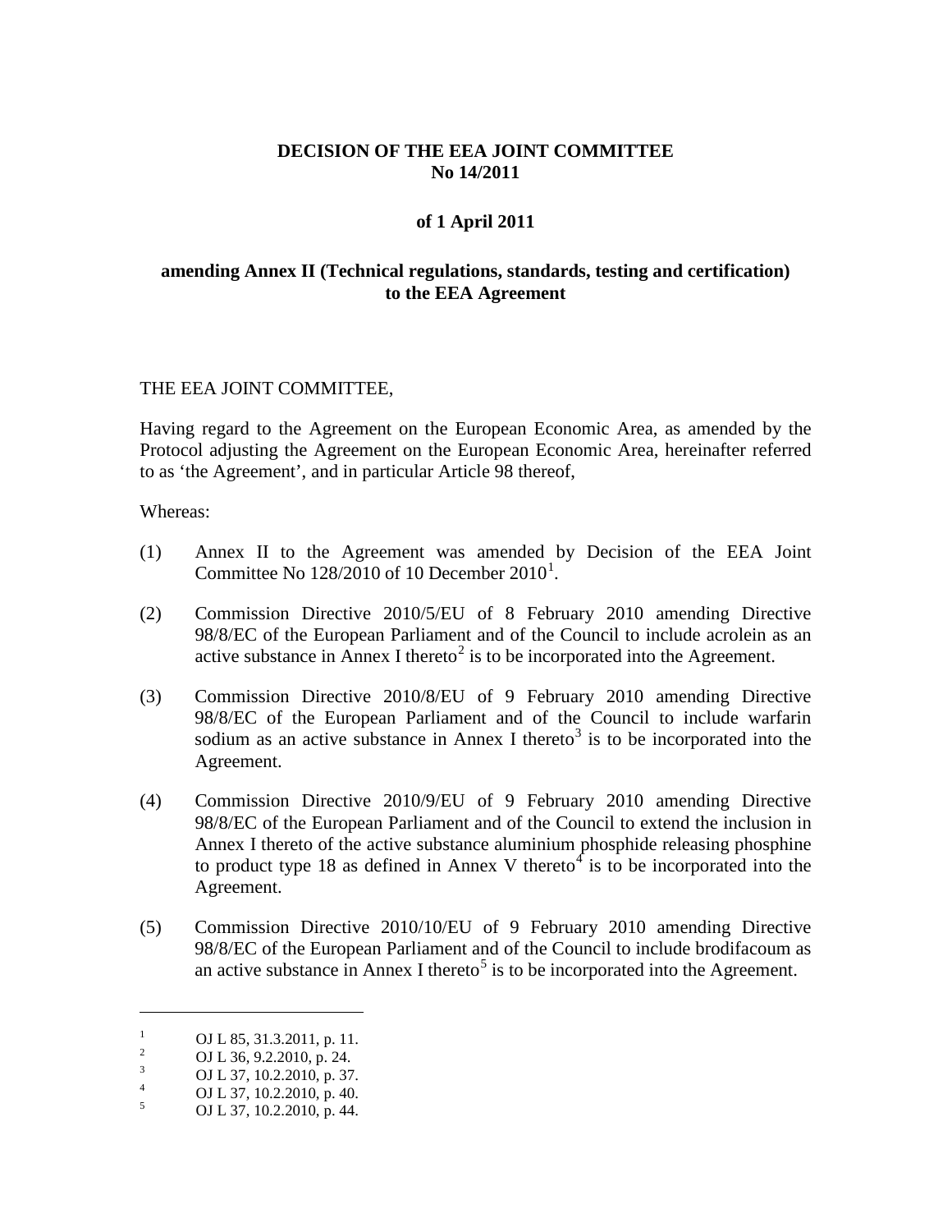**DECISION OF THE EEA JOINT COMMITTEE**
**No 14/2011**

**of 1 April 2011**

**amending Annex II (Technical regulations, standards, testing and certification) to the EEA Agreement**

THE EEA JOINT COMMITTEE,

Having regard to the Agreement on the European Economic Area, as amended by the Protocol adjusting the Agreement on the European Economic Area, hereinafter referred to as 'the Agreement', and in particular Article 98 thereof,

Whereas:

(1) Annex II to the Agreement was amended by Decision of the EEA Joint Committee No 128/2010 of 10 December 2010[1].

(2) Commission Directive 2010/5/EU of 8 February 2010 amending Directive 98/8/EC of the European Parliament and of the Council to include acrolein as an active substance in Annex I thereto[2] is to be incorporated into the Agreement.

(3) Commission Directive 2010/8/EU of 9 February 2010 amending Directive 98/8/EC of the European Parliament and of the Council to include warfarin sodium as an active substance in Annex I thereto[3] is to be incorporated into the Agreement.

(4) Commission Directive 2010/9/EU of 9 February 2010 amending Directive 98/8/EC of the European Parliament and of the Council to extend the inclusion in Annex I thereto of the active substance aluminium phosphide releasing phosphine to product type 18 as defined in Annex V thereto[4] is to be incorporated into the Agreement.

(5) Commission Directive 2010/10/EU of 9 February 2010 amending Directive 98/8/EC of the European Parliament and of the Council to include brodifacoum as an active substance in Annex I thereto[5] is to be incorporated into the Agreement.

---

[1] OJ L 85, 31.3.2011, p. 11.
[2] OJ L 36, 9.2.2010, p. 24.
[3] OJ L 37, 10.2.2010, p. 37.
[4] OJ L 37, 10.2.2010, p. 40.
[5] OJ L 37, 10.2.2010, p. 44.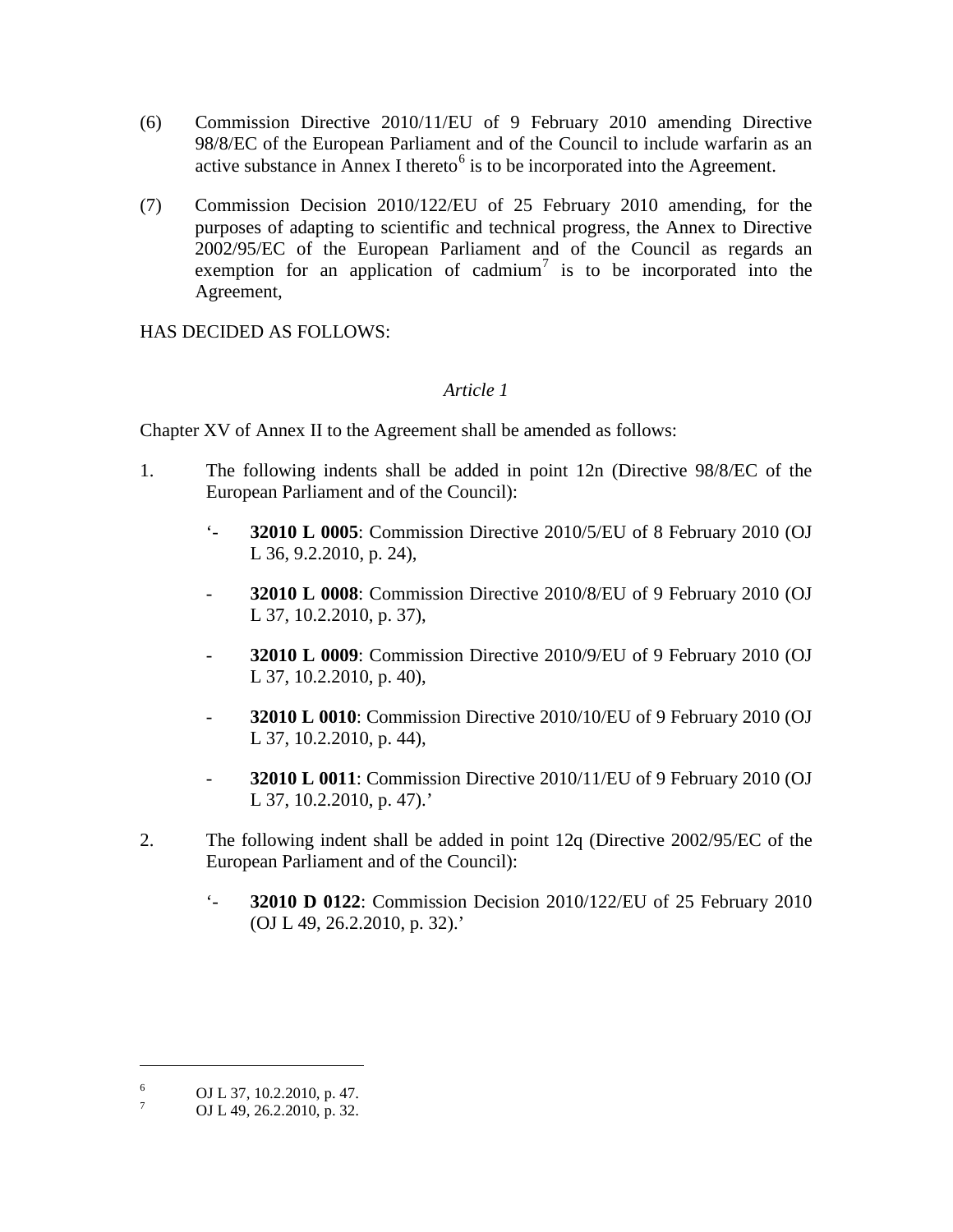(6) Commission Directive 2010/11/EU of 9 February 2010 amending Directive 98/8/EC of the European Parliament and of the Council to include warfarin as an active substance in Annex I thereto[6] is to be incorporated into the Agreement.

(7) Commission Decision 2010/122/EU of 25 February 2010 amending, for the purposes of adapting to scientific and technical progress, the Annex to Directive 2002/95/EC of the European Parliament and of the Council as regards an exemption for an application of cadmium[7] is to be incorporated into the Agreement,

HAS DECIDED AS FOLLOWS:

*Article 1*

Chapter XV of Annex II to the Agreement shall be amended as follows:

1. The following indents shall be added in point 12n (Directive 98/8/EC of the European Parliament and of the Council):

   '- **32010 L 0005**: Commission Directive 2010/5/EU of 8 February 2010 (OJ L 36, 9.2.2010, p. 24),

   - **32010 L 0008**: Commission Directive 2010/8/EU of 9 February 2010 (OJ L 37, 10.2.2010, p. 37),

   - **32010 L 0009**: Commission Directive 2010/9/EU of 9 February 2010 (OJ L 37, 10.2.2010, p. 40),

   - **32010 L 0010**: Commission Directive 2010/10/EU of 9 February 2010 (OJ L 37, 10.2.2010, p. 44),

   - **32010 L 0011**: Commission Directive 2010/11/EU of 9 February 2010 (OJ L 37, 10.2.2010, p. 47).'

2. The following indent shall be added in point 12q (Directive 2002/95/EC of the European Parliament and of the Council):

   '- **32010 D 0122**: Commission Decision 2010/122/EU of 25 February 2010 (OJ L 49, 26.2.2010, p. 32).'

---

[6] OJ L 37, 10.2.2010, p. 47.

[7] OJ L 49, 26.2.2010, p. 32.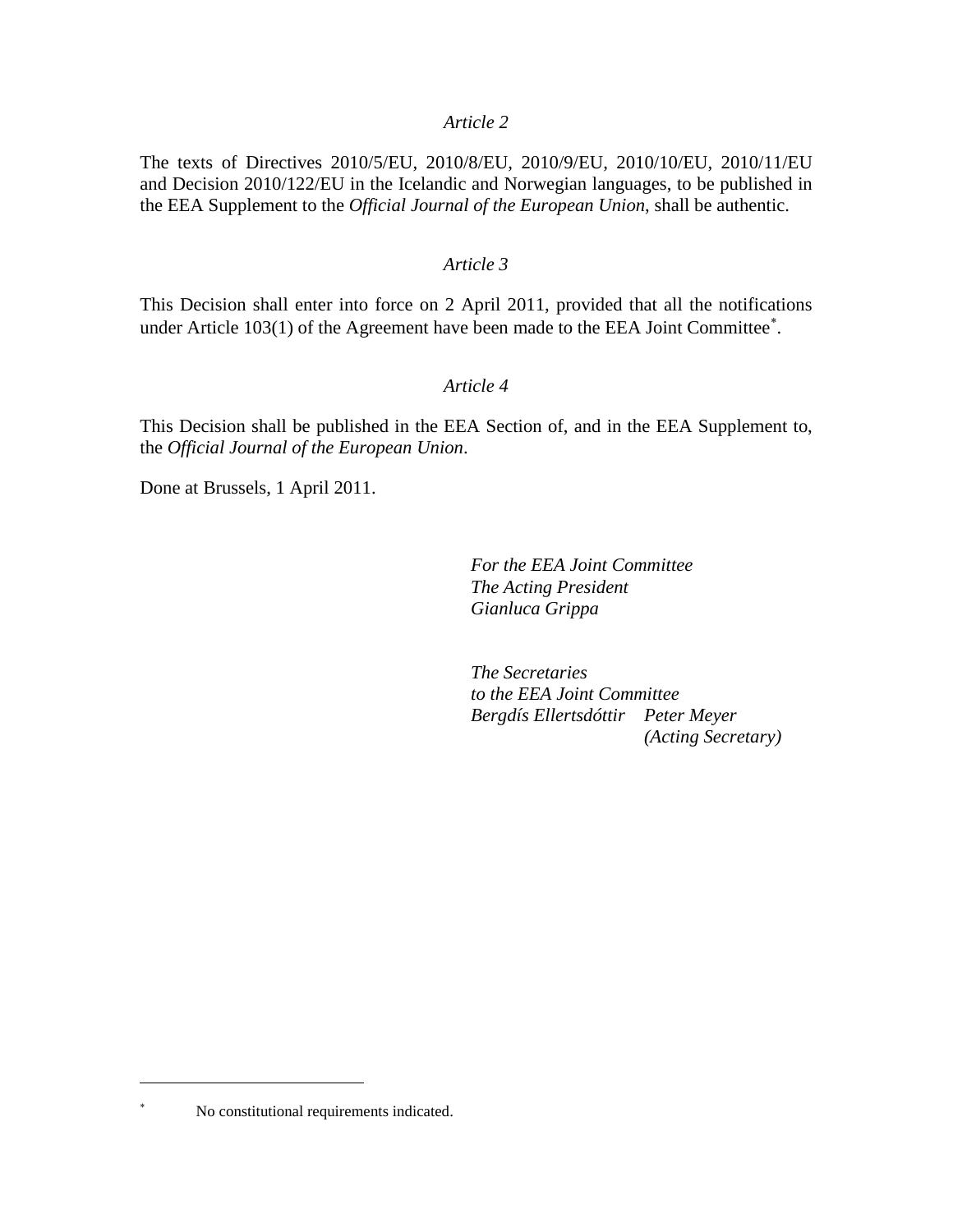*Article 2*

The texts of Directives 2010/5/EU, 2010/8/EU, 2010/9/EU, 2010/10/EU, 2010/11/EU and Decision 2010/122/EU in the Icelandic and Norwegian languages, to be published in the EEA Supplement to the *Official Journal of the European Union*, shall be authentic.

*Article 3*

This Decision shall enter into force on 2 April 2011, provided that all the notifications under Article 103(1) of the Agreement have been made to the EEA Joint Committee[*].

*Article 4*

This Decision shall be published in the EEA Section of, and in the EEA Supplement to, the *Official Journal of the European Union*.

Done at Brussels, 1 April 2011.

*For the EEA Joint Committee*
*The Acting President*
*Gianluca Grippa*

*The Secretaries*
*to the EEA Joint Committee*
*Bergdís Ellertsdóttir* *Peter Meyer*
*(Acting Secretary)*

---

[*] No constitutional requirements indicated.